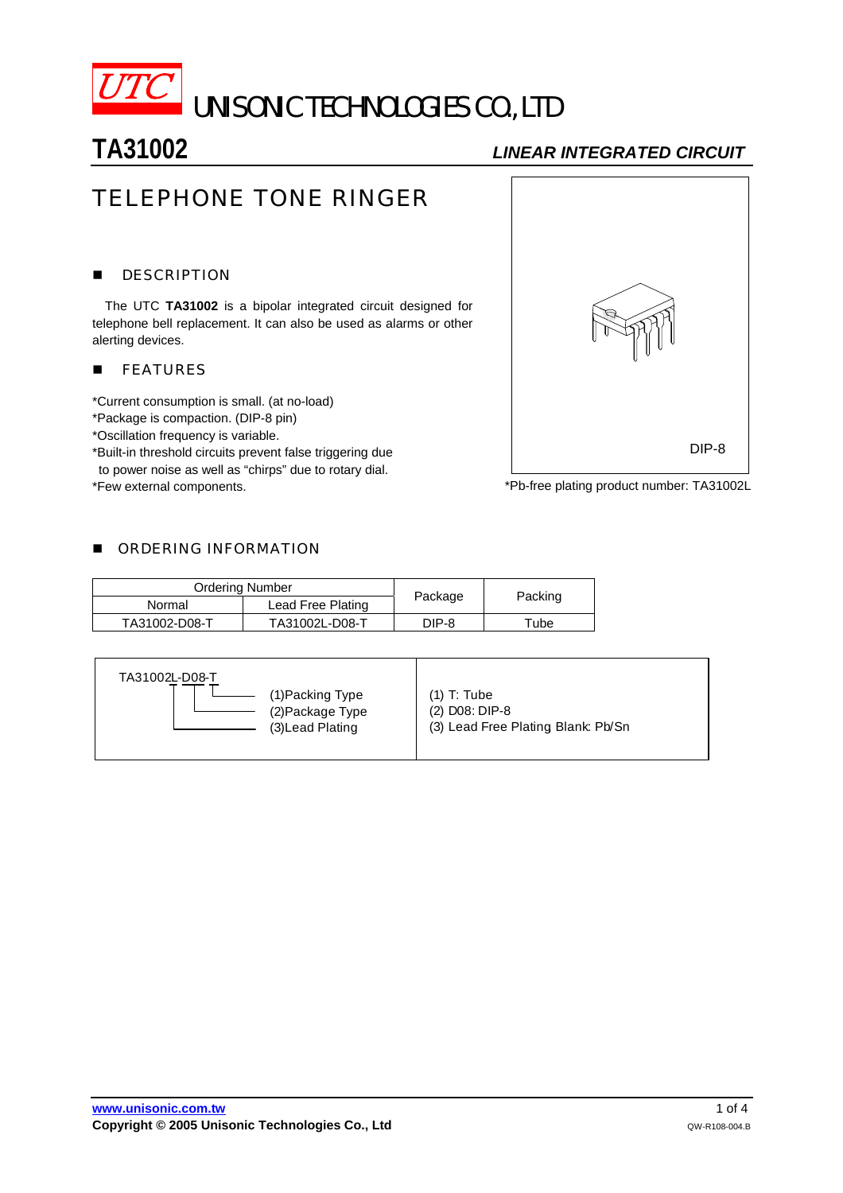# UTC UNISONIC TECHNOLOGIES CO., LTD

## TA31002

*LINEAR INTEGRATED CIRCUIT*

# TELEPHONE TONE RINGER

## DESCRIPTION

The UTC **TA31002** is a bipolar integrated circuit designed for telephone bell replacement. It can also be used as alarms or other alerting devices.

## FEATURES

*Current consumption is small. (at no-load)
*Package is compaction. (DIP-8 pin)
*Oscillation frequency is variable.
*Built-in threshold circuits prevent false triggering due to power noise as well as "chirps" due to rotary dial.
*Few external components.

DIP-8

*Pb-free plating product number: TA31002L

## ORDERING INFORMATION

| Ordering Number | | Package | Packing |
|---|---|---|---|
| Normal | Lead Free Plating | | |
| TA31002-D08-T | TA31002L-D08-T | DIP-8 | Tube |

| TA31002L-D08-T | |
|---|---|
| (1)Packing Type | (1) T: Tube |
| (2)Package Type | (2) D08: DIP-8 |
| (3)Lead Plating | (3) Lead Free Plating Blank: Pb/Sn |

www.unisonic.com.tw
Copyright © 2005 Unisonic Technologies Co., Ltd
QW-R108-004.B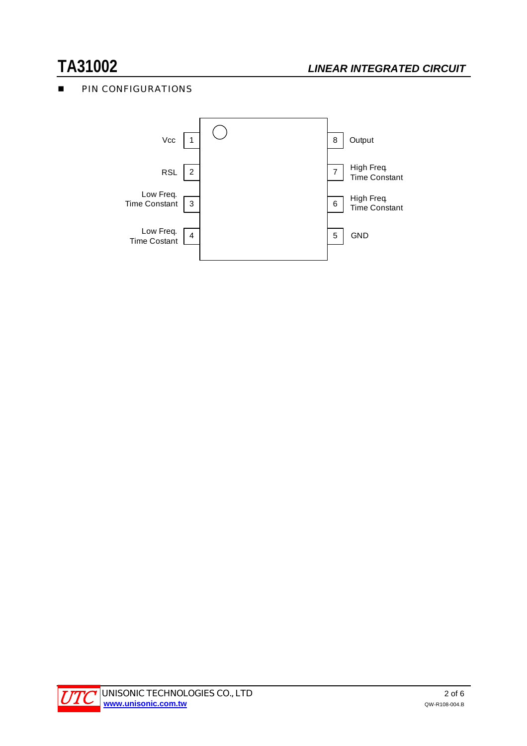## PIN CONFIGURATIONS

| Pin | Function | Pin | Function |
|---|---|---|---|
| 1 | Vcc | 8 | Output |
| 2 | RSL | 7 | High Freq. Time Constant |
| 3 | Low Freq. Time Constant | 6 | High Freq. Time Constant |
| 4 | Low Freq. Time Costant | 5 | GND |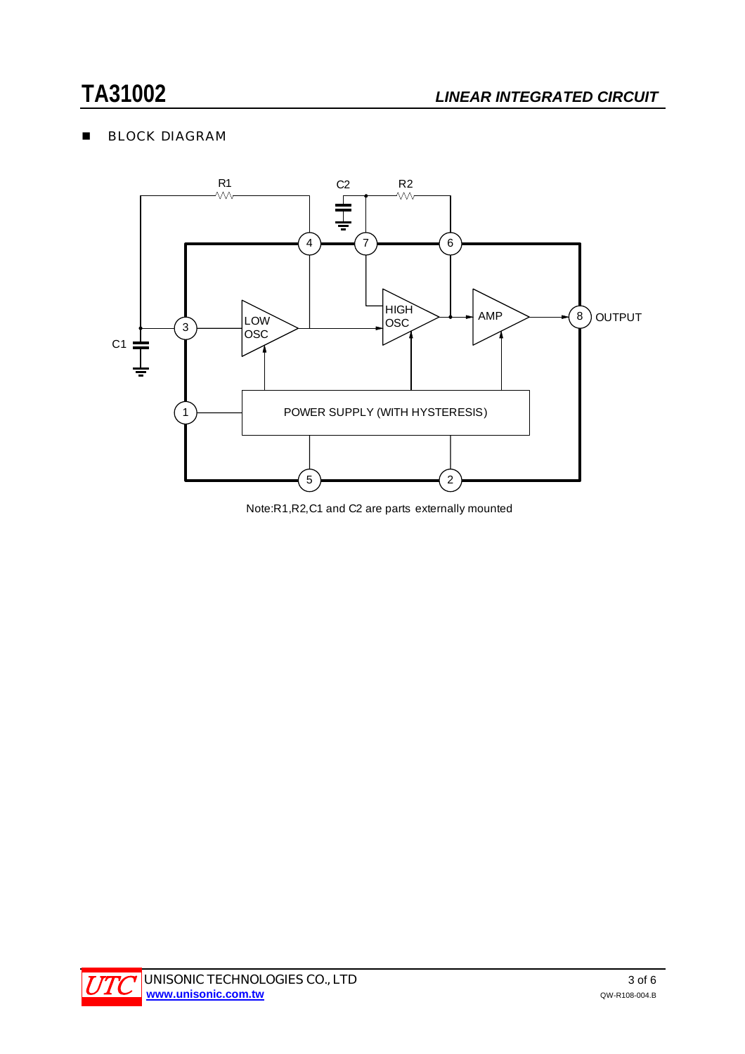## BLOCK DIAGRAM

Note:R1,R2,C1 and C2 are parts externally mounted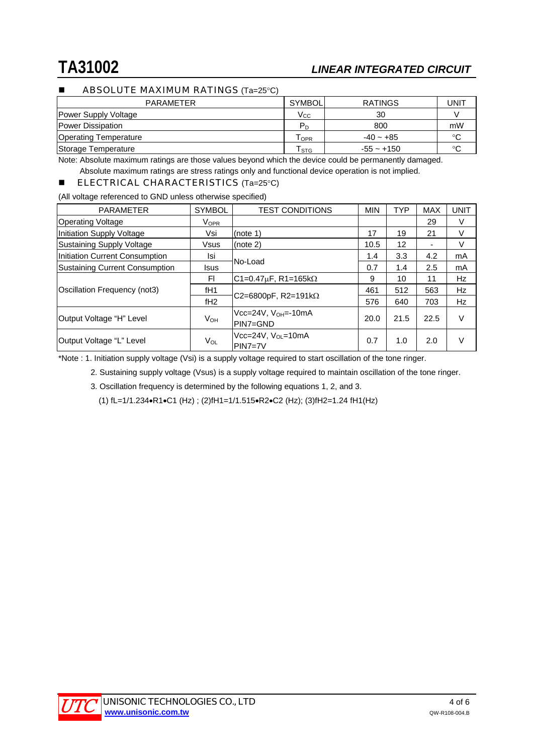## ABSOLUTE MAXIMUM RATINGS (Ta=25°C)

| PARAMETER | SYMBOL | RATINGS | UNIT |
|---|---|---|---|
| Power Supply Voltage | $V_{CC}$ | 30 | V |
| Power Dissipation | $P_D$ | 800 | mW |
| Operating Temperature | $T_{OPR}$ | -40 ~ +85 | °C |
| Storage Temperature | $T_{STG}$ | -55 ~ +150 | °C |

Note: Absolute maximum ratings are those values beyond which the device could be permanently damaged.
Absolute maximum ratings are stress ratings only and functional device operation is not implied.

## ELECTRICAL CHARACTERISTICS (Ta=25°C)

(All voltage referenced to GND unless otherwise specified)

| PARAMETER | SYMBOL | TEST CONDITIONS | MIN | TYP | MAX | UNIT |
|---|---|---|---|---|---|---|
| Operating Voltage | $V_{OPR}$ | | | | 29 | V |
| Initiation Supply Voltage | Vsi | (note 1) | 17 | 19 | 21 | V |
| Sustaining Supply Voltage | Vsus | (note 2) | 10.5 | 12 | - | V |
| Initiation Current Consumption | Isi | No-Load | 1.4 | 3.3 | 4.2 | mA |
| Sustaining Current Consumption | Isus | | 0.7 | 1.4 | 2.5 | mA |
| Oscillation Frequency (not3) | Fl | C1=0.47μF, R1=165kΩ | 9 | 10 | 11 | Hz |
| | fH1 | C2=6800pF, R2=191kΩ | 461 | 512 | 563 | Hz |
| | fH2 | | 576 | 640 | 703 | Hz |
| Output Voltage "H" Level | $V_{OH}$ | Vcc=24V, $V_{OH}$=-10mA PIN7=GND | 20.0 | 21.5 | 22.5 | V |
| Output Voltage "L" Level | $V_{OL}$ | Vcc=24V, $V_{OL}$=10mA PIN7=7V | 0.7 | 1.0 | 2.0 | V |

*Note : 1. Initiation supply voltage (Vsi) is a supply voltage required to start oscillation of the tone ringer.

2. Sustaining supply voltage (Vsus) is a supply voltage required to maintain oscillation of the tone ringer.

3. Oscillation frequency is determined by the following equations 1, 2, and 3.

(1) fL=1/1.234•R1•C1 (Hz) ; (2)fH1=1/1.515•R2•C2 (Hz); (3)fH2=1.24 fH1(Hz)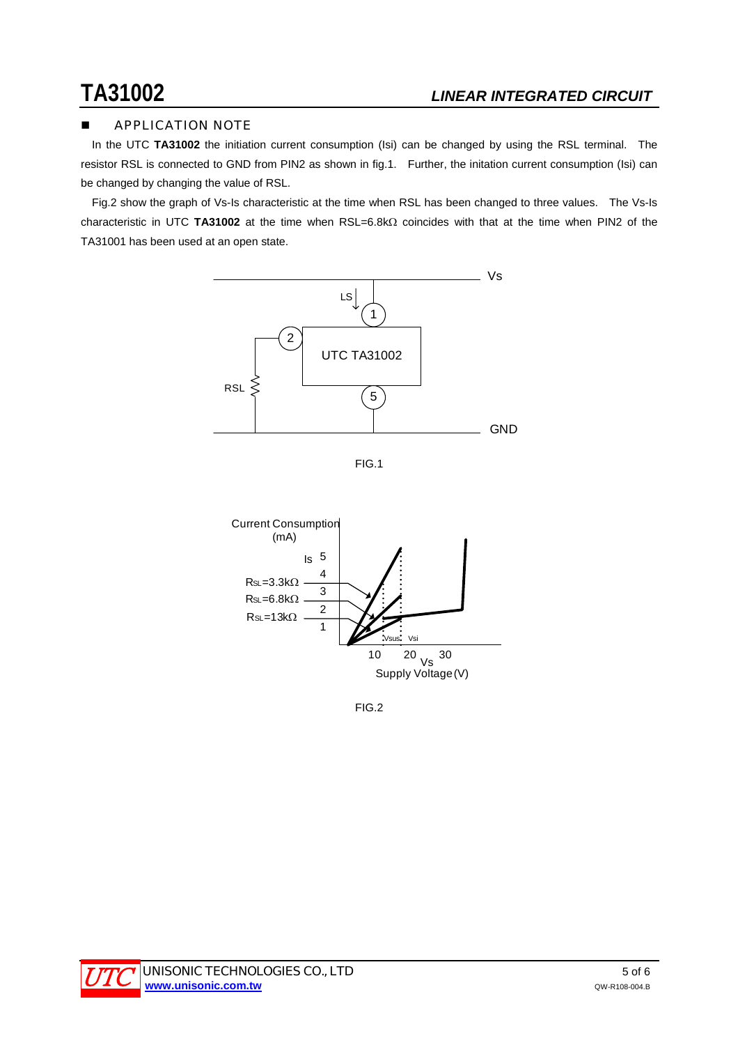## APPLICATION NOTE

In the UTC **TA31002** the initiation current consumption (Isi) can be changed by using the RSL terminal. The resistor RSL is connected to GND from PIN2 as shown in fig.1. Further, the initation current consumption (Isi) can be changed by changing the value of RSL.

Fig.2 show the graph of Vs-Is characteristic at the time when RSL has been changed to three values. The Vs-Is characteristic in UTC **TA31002** at the time when RSL=6.8kΩ coincides with that at the time when PIN2 of the TA31001 has been used at an open state.

FIG.1

FIG.2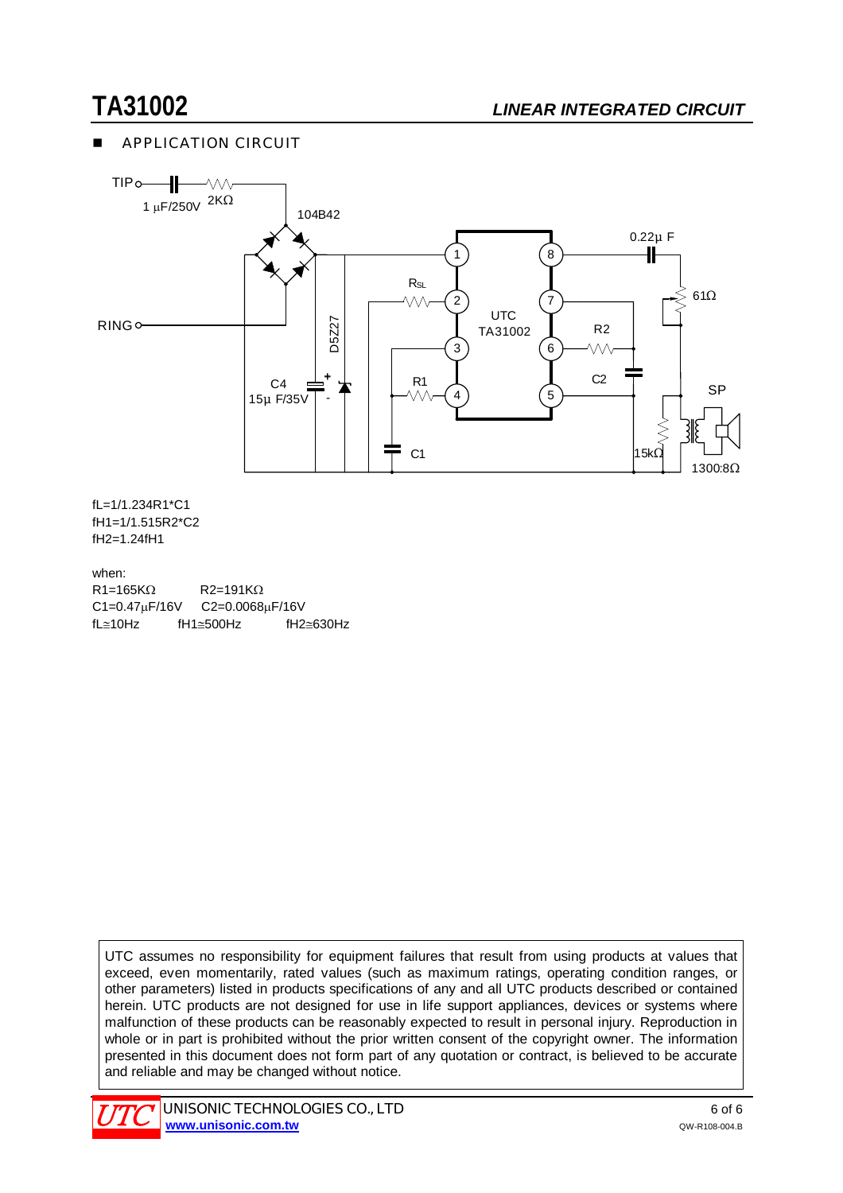## ■ APPLICATION CIRCUIT

TIP
1 μF/250V
2KΩ
104B42
RING
D5Z27
C4
15μ F/35V
+
-
RSL
R1
C1
1
2
3
4
UTC
TA31002
8
7
6
5
0.22μ F
61Ω
R2
C2
SP
15kΩ
1300:8Ω

$f_L = 1/1.234R1*C1$

$f_{H1} = 1/1.515R2*C2$

$f_{H2} = 1.24f_{H1}$

when:

| | | |
|---|---|---|
| R1=165KΩ | R2=191KΩ | |
| C1=0.47μF/16V | C2=0.0068μF/16V | |
| $f_L \cong 10Hz$ | $f_{H1} \cong 500Hz$ | $f_{H2} \cong 630Hz$ |

UTC assumes no responsibility for equipment failures that result from using products at values that exceed, even momentarily, rated values (such as maximum ratings, operating condition ranges, or other parameters) listed in products specifications of any and all UTC products described or contained herein. UTC products are not designed for use in life support appliances, devices or systems where malfunction of these products can be reasonably expected to result in personal injury. Reproduction in whole or in part is prohibited without the prior written consent of the copyright owner. The information presented in this document does not form part of any quotation or contract, is believed to be accurate and reliable and may be changed without notice.